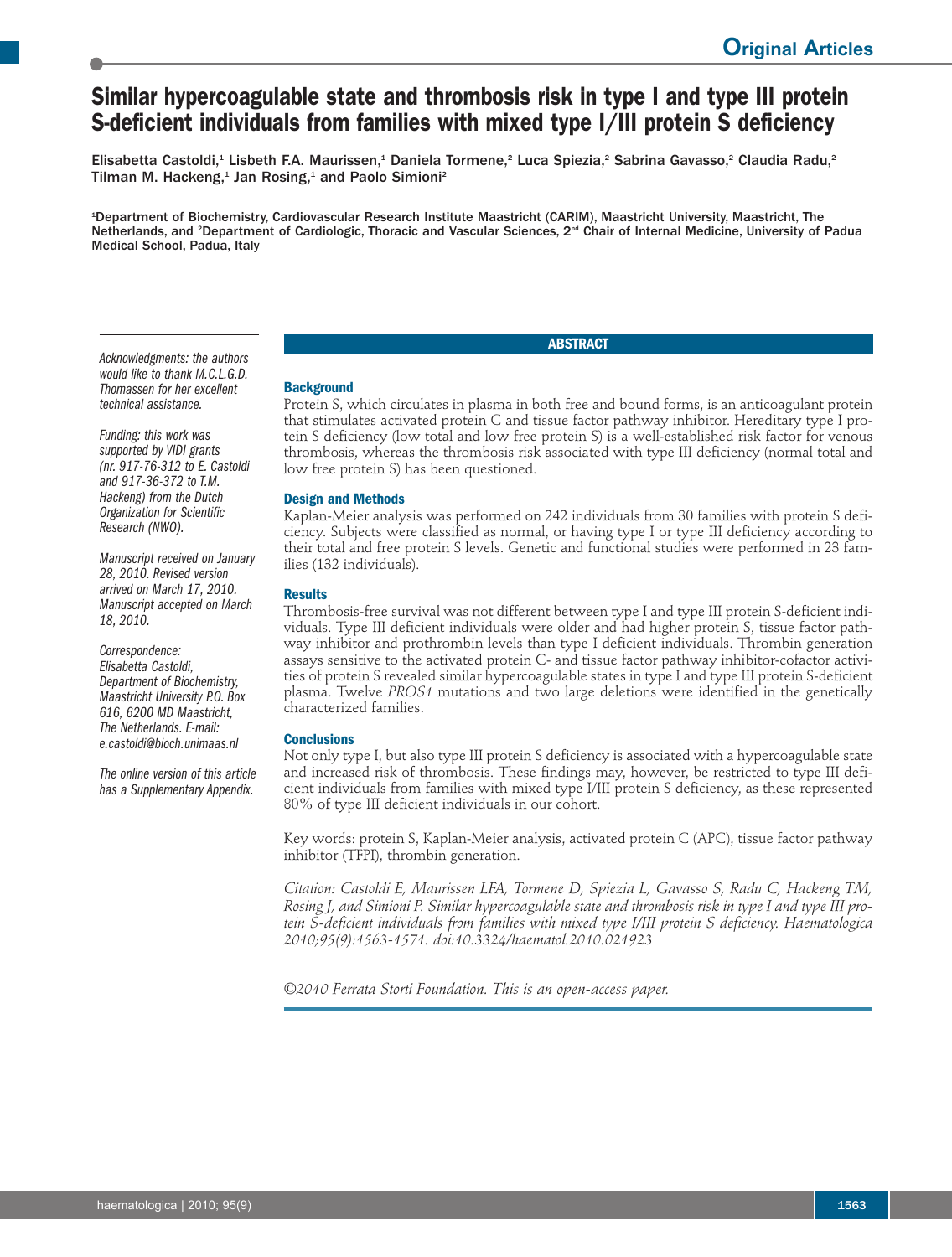Original Articles

# Similar hypercoagulable state and thrombosis risk in type I and type III protein S-deficient individuals from families with mixed type I/III protein S deficiency

Elisabetta Castoldi,[1] Lisbeth F.A. Maurissen,[1] Daniela Tormene,[2] Luca Spiezia,[2] Sabrina Gavasso,[2] Claudia Radu,[2] Tilman M. Hackeng,[1] Jan Rosing,[1] and Paolo Simioni[2]

[1]Department of Biochemistry, Cardiovascular Research Institute Maastricht (CARIM), Maastricht University, Maastricht, The Netherlands, and [2]Department of Cardiologic, Thoracic and Vascular Sciences, 2nd Chair of Internal Medicine, University of Padua Medical School, Padua, Italy

*Acknowledgments: the authors would like to thank M.C.L.G.D. Thomassen for her excellent technical assistance.*

*Funding: this work was supported by VIDI grants (nr. 917-76-312 to E. Castoldi and 917-36-372 to T.M. Hackeng) from the Dutch Organization for Scientific Research (NWO).*

*Manuscript received on January 28, 2010. Revised version arrived on March 17, 2010. Manuscript accepted on March 18, 2010.*

*Correspondence: Elisabetta Castoldi, Department of Biochemistry, Maastricht University P.O. Box 616, 6200 MD Maastricht, The Netherlands. E-mail: e.castoldi@bioch.unimaas.nl*

*The online version of this article has a Supplementary Appendix.*

## ABSTRACT

### Background

Protein S, which circulates in plasma in both free and bound forms, is an anticoagulant protein that stimulates activated protein C and tissue factor pathway inhibitor. Hereditary type I protein S deficiency (low total and low free protein S) is a well-established risk factor for venous thrombosis, whereas the thrombosis risk associated with type III deficiency (normal total and low free protein S) has been questioned.

### Design and Methods

Kaplan-Meier analysis was performed on 242 individuals from 30 families with protein S deficiency. Subjects were classified as normal, or having type I or type III deficiency according to their total and free protein S levels. Genetic and functional studies were performed in 23 families (132 individuals).

### Results

Thrombosis-free survival was not different between type I and type III protein S-deficient individuals. Type III deficient individuals were older and had higher protein S, tissue factor pathway inhibitor and prothrombin levels than type I deficient individuals. Thrombin generation assays sensitive to the activated protein C- and tissue factor pathway inhibitor-cofactor activities of protein S revealed similar hypercoagulable states in type I and type III protein S-deficient plasma. Twelve *PROS1* mutations and two large deletions were identified in the genetically characterized families.

### Conclusions

Not only type I, but also type III protein S deficiency is associated with a hypercoagulable state and increased risk of thrombosis. These findings may, however, be restricted to type III deficient individuals from families with mixed type I/III protein S deficiency, as these represented 80% of type III deficient individuals in our cohort.

Key words: protein S, Kaplan-Meier analysis, activated protein C (APC), tissue factor pathway inhibitor (TFPI), thrombin generation.

*Citation: Castoldi E, Maurissen LFA, Tormene D, Spiezia L, Gavasso S, Radu C, Hackeng TM, Rosing J, and Simioni P. Similar hypercoagulable state and thrombosis risk in type I and type III protein S-deficient individuals from families with mixed type I/III protein S deficiency. Haematologica 2010;95(9):1563-1571. doi:10.3324/haematol.2010.021923*

*©2010 Ferrata Storti Foundation. This is an open-access paper.*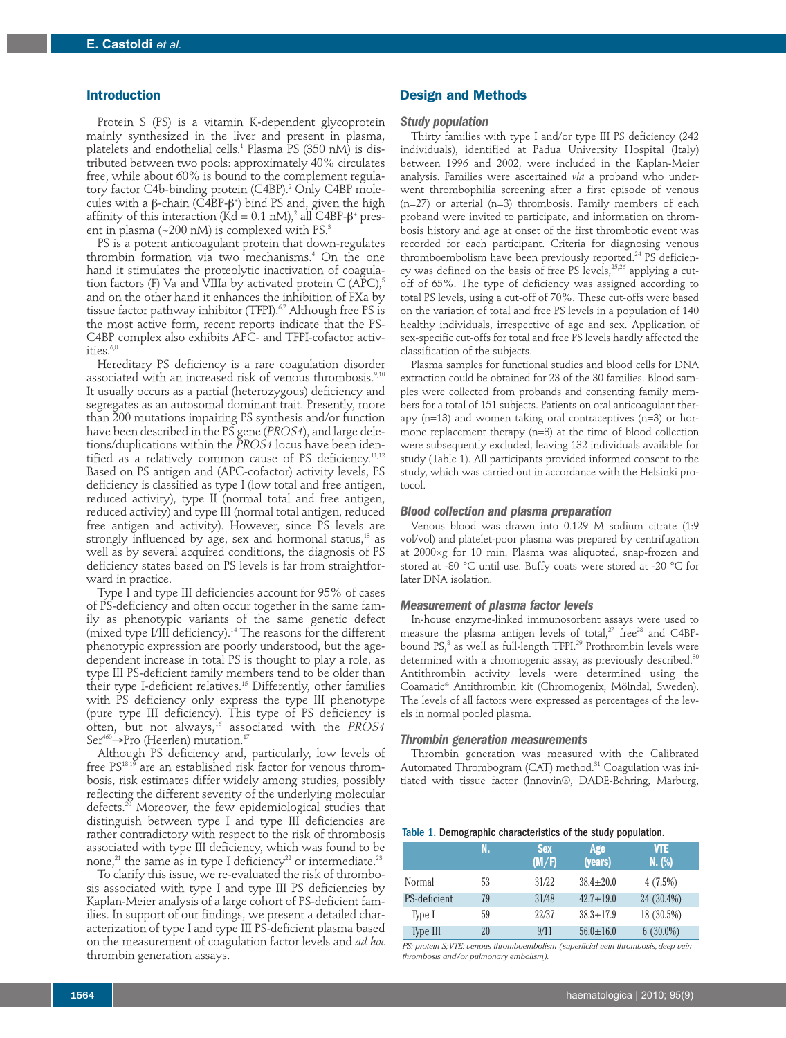## Introduction

Protein S (PS) is a vitamin K-dependent glycoprotein mainly synthesized in the liver and present in plasma, platelets and endothelial cells.[1] Plasma PS (350 nM) is distributed between two pools: approximately 40% circulates free, while about 60% is bound to the complement regulatory factor C4b-binding protein (C4BP).[2] Only C4BP molecules with a β-chain (C4BP-β$^+$) bind PS and, given the high affinity of this interaction (Kd = 0.1 nM),[2] all C4BP-β$^+$ present in plasma (~200 nM) is complexed with PS.[3]

PS is a potent anticoagulant protein that down-regulates thrombin formation via two mechanisms.[4] On the one hand it stimulates the proteolytic inactivation of coagulation factors (F) Va and VIIIa by activated protein C (APC),[5] and on the other hand it enhances the inhibition of FXa by tissue factor pathway inhibitor (TFPI).[6,7] Although free PS is the most active form, recent reports indicate that the PS-C4BP complex also exhibits APC- and TFPI-cofactor activities.[6,8]

Hereditary PS deficiency is a rare coagulation disorder associated with an increased risk of venous thrombosis.[9,10] It usually occurs as a partial (heterozygous) deficiency and segregates as an autosomal dominant trait. Presently, more than 200 mutations impairing PS synthesis and/or function have been described in the PS gene (*PROS1*), and large deletions/duplications within the *PROS1* locus have been identified as a relatively common cause of PS deficiency.[11,12] Based on PS antigen and (APC-cofactor) activity levels, PS deficiency is classified as type I (low total and free antigen, reduced activity), type II (normal total and free antigen, reduced activity) and type III (normal total antigen, reduced free antigen and activity). However, since PS levels are strongly influenced by age, sex and hormonal status,[13] as well as by several acquired conditions, the diagnosis of PS deficiency states based on PS levels is far from straightforward in practice.

Type I and type III deficiencies account for 95% of cases of PS-deficiency and often occur together in the same family as phenotypic variants of the same genetic defect (mixed type I/III deficiency).[14] The reasons for the different phenotypic expression are poorly understood, but the age-dependent increase in total PS is thought to play a role, as type III PS-deficient family members tend to be older than their type I-deficient relatives.[15] Differently, other families with PS deficiency only express the type III phenotype (pure type III deficiency). This type of PS deficiency is often, but not always,[16] associated with the *PROS1* Ser$^{460}$→Pro (Heerlen) mutation.[17]

Although PS deficiency and, particularly, low levels of free PS[18,19] are an established risk factor for venous thrombosis, risk estimates differ widely among studies, possibly reflecting the different severity of the underlying molecular defects.[20] Moreover, the few epidemiological studies that distinguish between type I and type III deficiencies are rather contradictory with respect to the risk of thrombosis associated with type III deficiency, which was found to be none,[21] the same as in type I deficiency[22] or intermediate.[23]

To clarify this issue, we re-evaluated the risk of thrombosis associated with type I and type III PS deficiencies by Kaplan-Meier analysis of a large cohort of PS-deficient families. In support of our findings, we present a detailed characterization of type I and type III PS-deficient plasma based on the measurement of coagulation factor levels and *ad hoc* thrombin generation assays.

## Design and Methods

### Study population

Thirty families with type I and/or type III PS deficiency (242 individuals), identified at Padua University Hospital (Italy) between 1996 and 2002, were included in the Kaplan-Meier analysis. Families were ascertained *via* a proband who underwent thrombophilia screening after a first episode of venous (n=27) or arterial (n=3) thrombosis. Family members of each proband were invited to participate, and information on thrombosis history and age at onset of the first thrombotic event was recorded for each participant. Criteria for diagnosing venous thromboembolism have been previously reported.[24] PS deficiency was defined on the basis of free PS levels,[25,26] applying a cut-off of 65%. The type of deficiency was assigned according to total PS levels, using a cut-off of 70%. These cut-offs were based on the variation of total and free PS levels in a population of 140 healthy individuals, irrespective of age and sex. Application of sex-specific cut-offs for total and free PS levels hardly affected the classification of the subjects.

Plasma samples for functional studies and blood cells for DNA extraction could be obtained for 23 of the 30 families. Blood samples were collected from probands and consenting family members for a total of 151 subjects. Patients on oral anticoagulant therapy (n=13) and women taking oral contraceptives (n=3) or hormone replacement therapy (n=3) at the time of blood collection were subsequently excluded, leaving 132 individuals available for study (Table 1). All participants provided informed consent to the study, which was carried out in accordance with the Helsinki protocol.

### Blood collection and plasma preparation

Venous blood was drawn into 0.129 M sodium citrate (1:9 vol/vol) and platelet-poor plasma was prepared by centrifugation at 2000×g for 10 min. Plasma was aliquoted, snap-frozen and stored at -80 °C until use. Buffy coats were stored at -20 °C for later DNA isolation.

### Measurement of plasma factor levels

In-house enzyme-linked immunosorbent assays were used to measure the plasma antigen levels of total,[27] free[28] and C4BP-bound PS,[8] as well as full-length TFPI.[29] Prothrombin levels were determined with a chromogenic assay, as previously described.[30] Antithrombin activity levels were determined using the Coamatic® Antithrombin kit (Chromogenix, Mölndal, Sweden). The levels of all factors were expressed as percentages of the levels in normal pooled plasma.

### Thrombin generation measurements

Thrombin generation was measured with the Calibrated Automated Thrombogram (CAT) method.[31] Coagulation was initiated with tissue factor (Innovin®, DADE-Behring, Marburg,

Table 1. Demographic characteristics of the study population.

| | N. | Sex (M/F) | Age (years) | VTE N. (%) |
|---|---|---|---|---|
| Normal | 53 | 31/22 | 38.4±20.0 | 4 (7.5%) |
| PS-deficient | 79 | 31/48 | 42.7±19.0 | 24 (30.4%) |
| Type I | 59 | 22/37 | 38.3±17.9 | 18 (30.5%) |
| Type III | 20 | 9/11 | 56.0±16.0 | 6 (30.0%) |

*PS: protein S; VTE: venous thromboembolism (superficial vein thrombosis, deep vein thrombosis and/or pulmonary embolism).*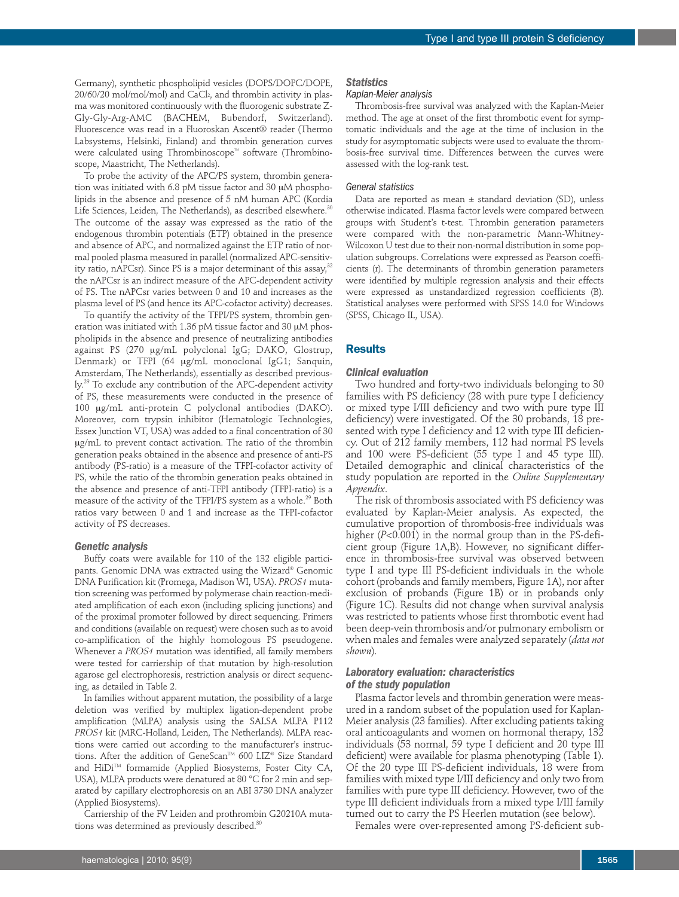Germany), synthetic phospholipid vesicles (DOPS/DOPC/DOPE, 20/60/20 mol/mol/mol) and $CaCl_2$, and thrombin activity in plasma was monitored continuously with the fluorogenic substrate Z-Gly-Gly-Arg-AMC (BACHEM, Bubendorf, Switzerland). Fluorescence was read in a Fluoroskan Ascent® reader (Thermo Labsystems, Helsinki, Finland) and thrombin generation curves were calculated using Thrombinoscope™ software (Thrombinoscope, Maastricht, The Netherlands).

To probe the activity of the APC/PS system, thrombin generation was initiated with 6.8 pM tissue factor and 30 μM phospholipids in the absence and presence of 5 nM human APC (Kordia Life Sciences, Leiden, The Netherlands), as described elsewhere.[30] The outcome of the assay was expressed as the ratio of the endogenous thrombin potentials (ETP) obtained in the presence and absence of APC, and normalized against the ETP ratio of normal pooled plasma measured in parallel (normalized APC-sensitivity ratio, nAPCsr). Since PS is a major determinant of this assay,[32] the nAPCsr is an indirect measure of the APC-dependent activity of PS. The nAPCsr varies between 0 and 10 and increases as the plasma level of PS (and hence its APC-cofactor activity) decreases.

To quantify the activity of the TFPI/PS system, thrombin generation was initiated with 1.36 pM tissue factor and 30 μM phospholipids in the absence and presence of neutralizing antibodies against PS (270 μg/mL polyclonal IgG; DAKO, Glostrup, Denmark) or TFPI (64 μg/mL monoclonal IgG1; Sanquin, Amsterdam, The Netherlands), essentially as described previously.[29] To exclude any contribution of the APC-dependent activity of PS, these measurements were conducted in the presence of 100 μg/mL anti-protein C polyclonal antibodies (DAKO). Moreover, corn trypsin inhibitor (Hematologic Technologies, Essex Junction VT, USA) was added to a final concentration of 30 μg/mL to prevent contact activation. The ratio of the thrombin generation peaks obtained in the absence and presence of anti-PS antibody (PS-ratio) is a measure of the TFPI-cofactor activity of PS, while the ratio of the thrombin generation peaks obtained in the absence and presence of anti-TFPI antibody (TFPI-ratio) is a measure of the activity of the TFPI/PS system as a whole.[29] Both ratios vary between 0 and 1 and increase as the TFPI-cofactor activity of PS decreases.

### Genetic analysis

Buffy coats were available for 110 of the 132 eligible participants. Genomic DNA was extracted using the Wizard® Genomic DNA Purification kit (Promega, Madison WI, USA). *PROS1* mutation screening was performed by polymerase chain reaction-mediated amplification of each exon (including splicing junctions) and of the proximal promoter followed by direct sequencing. Primers and conditions (available on request) were chosen such as to avoid co-amplification of the highly homologous PS pseudogene. Whenever a *PROS1* mutation was identified, all family members were tested for carriership of that mutation by high-resolution agarose gel electrophoresis, restriction analysis or direct sequencing, as detailed in Table 2.

In families without apparent mutation, the possibility of a large deletion was verified by multiplex ligation-dependent probe amplification (MLPA) analysis using the SALSA MLPA P112 *PROS1* kit (MRC-Holland, Leiden, The Netherlands). MLPA reactions were carried out according to the manufacturer's instructions. After the addition of GeneScan™ 600 LIZ® Size Standard and HiDi™ formamide (Applied Biosystems, Foster City CA, USA), MLPA products were denatured at 80 °C for 2 min and separated by capillary electrophoresis on an ABI 3730 DNA analyzer (Applied Biosystems).

Carriership of the FV Leiden and prothrombin G20210A mutations was determined as previously described.[30]

### Statistics

#### Kaplan-Meier analysis

Thrombosis-free survival was analyzed with the Kaplan-Meier method. The age at onset of the first thrombotic event for symptomatic individuals and the age at the time of inclusion in the study for asymptomatic subjects were used to evaluate the thrombosis-free survival time. Differences between the curves were assessed with the log-rank test.

#### General statistics

Data are reported as mean ± standard deviation (SD), unless otherwise indicated. Plasma factor levels were compared between groups with Student's t-test. Thrombin generation parameters were compared with the non-parametric Mann-Whitney-Wilcoxon U test due to their non-normal distribution in some population subgroups. Correlations were expressed as Pearson coefficients (r). The determinants of thrombin generation parameters were identified by multiple regression analysis and their effects were expressed as unstandardized regression coefficients (B). Statistical analyses were performed with SPSS 14.0 for Windows (SPSS, Chicago IL, USA).

## Results

### Clinical evaluation

Two hundred and forty-two individuals belonging to 30 families with PS deficiency (28 with pure type I deficiency or mixed type I/III deficiency and two with pure type III deficiency) were investigated. Of the 30 probands, 18 presented with type I deficiency and 12 with type III deficiency. Out of 212 family members, 112 had normal PS levels and 100 were PS-deficient (55 type I and 45 type III). Detailed demographic and clinical characteristics of the study population are reported in the *Online Supplementary Appendix*.

The risk of thrombosis associated with PS deficiency was evaluated by Kaplan-Meier analysis. As expected, the cumulative proportion of thrombosis-free individuals was higher ($P<0.001$) in the normal group than in the PS-deficient group (Figure 1A,B). However, no significant difference in thrombosis-free survival was observed between type I and type III PS-deficient individuals in the whole cohort (probands and family members, Figure 1A), nor after exclusion of probands (Figure 1B) or in probands only (Figure 1C). Results did not change when survival analysis was restricted to patients whose first thrombotic event had been deep-vein thrombosis and/or pulmonary embolism or when males and females were analyzed separately (*data not shown*).

### Laboratory evaluation: characteristics of the study population

Plasma factor levels and thrombin generation were measured in a random subset of the population used for Kaplan-Meier analysis (23 families). After excluding patients taking oral anticoagulants and women on hormonal therapy, 132 individuals (53 normal, 59 type I deficient and 20 type III deficient) were available for plasma phenotyping (Table 1). Of the 20 type III PS-deficient individuals, 18 were from families with mixed type I/III deficiency and only two from families with pure type III deficiency. However, two of the type III deficient individuals from a mixed type I/III family turned out to carry the PS Heerlen mutation (see below).

Females were over-represented among PS-deficient sub-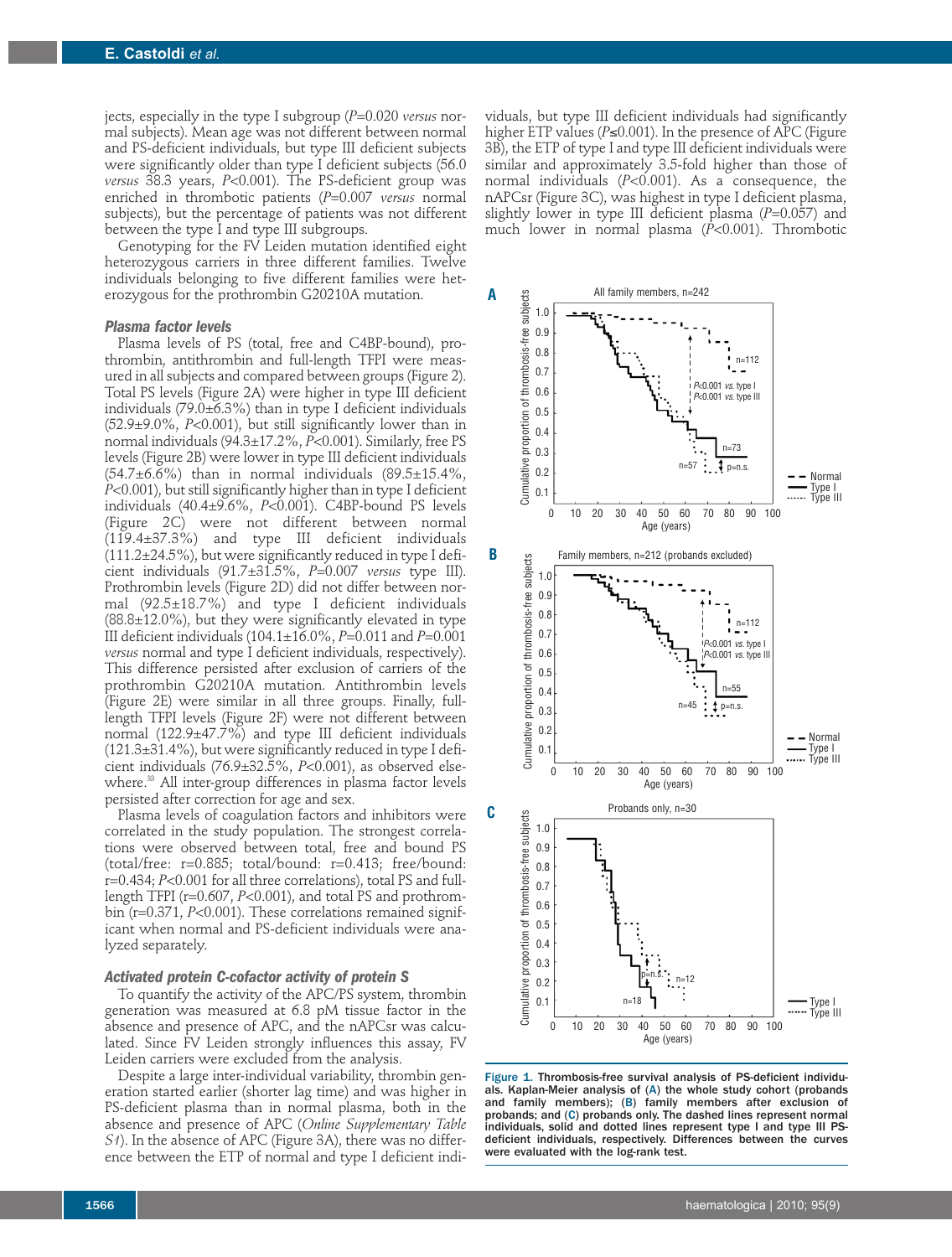jects, especially in the type I subgroup ($P$=0.020 *versus* normal subjects). Mean age was not different between normal and PS-deficient individuals, but type III deficient subjects were significantly older than type I deficient subjects (56.0 *versus* 38.3 years, $P$<0.001). The PS-deficient group was enriched in thrombotic patients ($P$=0.007 *versus* normal subjects), but the percentage of patients was not different between the type I and type III subgroups.

Genotyping for the FV Leiden mutation identified eight heterozygous carriers in three different families. Twelve individuals belonging to five different families were heterozygous for the prothrombin G20210A mutation.

### Plasma factor levels

Plasma levels of PS (total, free and C4BP-bound), prothrombin, antithrombin and full-length TFPI were measured in all subjects and compared between groups (Figure 2). Total PS levels (Figure 2A) were higher in type III deficient individuals (79.0±6.3%) than in type I deficient individuals (52.9±9.0%, $P$<0.001), but still significantly lower than in normal individuals (94.3±17.2%, $P$<0.001). Similarly, free PS levels (Figure 2B) were lower in type III deficient individuals (54.7±6.6%) than in normal individuals (89.5±15.4%, $P$<0.001), but still significantly higher than in type I deficient individuals (40.4±9.6%, $P$<0.001). C4BP-bound PS levels (Figure 2C) were not different between normal (119.4±37.3%) and type III deficient individuals (111.2±24.5%), but were significantly reduced in type I deficient individuals (91.7±31.5%, $P$=0.007 *versus* type III). Prothrombin levels (Figure 2D) did not differ between normal (92.5±18.7%) and type I deficient individuals (88.8±12.0%), but they were significantly elevated in type III deficient individuals (104.1±16.0%, $P$=0.011 and $P$=0.001 *versus* normal and type I deficient individuals, respectively). This difference persisted after exclusion of carriers of the prothrombin G20210A mutation. Antithrombin levels (Figure 2E) were similar in all three groups. Finally, full-length TFPI levels (Figure 2F) were not different between normal (122.9±47.7%) and type III deficient individuals (121.3±31.4%), but were significantly reduced in type I deficient individuals (76.9±32.5%, $P$<0.001), as observed elsewhere.[33] All inter-group differences in plasma factor levels persisted after correction for age and sex.

Plasma levels of coagulation factors and inhibitors were correlated in the study population. The strongest correlations were observed between total, free and bound PS (total/free: r=0.885; total/bound: r=0.413; free/bound: r=0.434; $P$<0.001 for all three correlations), total PS and full-length TFPI (r=0.607, $P$<0.001), and total PS and prothrombin (r=0.371, $P$<0.001). These correlations remained significant when normal and PS-deficient individuals were analyzed separately.

### Activated protein C-cofactor activity of protein S

To quantify the activity of the APC/PS system, thrombin generation was measured at 6.8 pM tissue factor in the absence and presence of APC, and the nAPCsr was calculated. Since FV Leiden strongly influences this assay, FV Leiden carriers were excluded from the analysis.

Despite a large inter-individual variability, thrombin generation started earlier (shorter lag time) and was higher in PS-deficient plasma than in normal plasma, both in the absence and presence of APC (*Online Supplementary Table S1*). In the absence of APC (Figure 3A), there was no difference between the ETP of normal and type I deficient individuals, but type III deficient individuals had significantly higher ETP values ($P$≤0.001). In the presence of APC (Figure 3B), the ETP of type I and type III deficient individuals were similar and approximately 3.5-fold higher than those of normal individuals ($P$<0.001). As a consequence, the nAPCsr (Figure 3C), was highest in type I deficient plasma, slightly lower in type III deficient plasma ($P$=0.057) and much lower in normal plasma ($P$<0.001). Thrombotic

**Figure 1. Thrombosis-free survival analysis of PS-deficient individuals. Kaplan-Meier analysis of (A) the whole study cohort (probands and family members); (B) family members after exclusion of probands; and (C) probands only. The dashed lines represent normal individuals, solid and dotted lines represent type I and type III PS-deficient individuals, respectively. Differences between the curves were evaluated with the log-rank test.**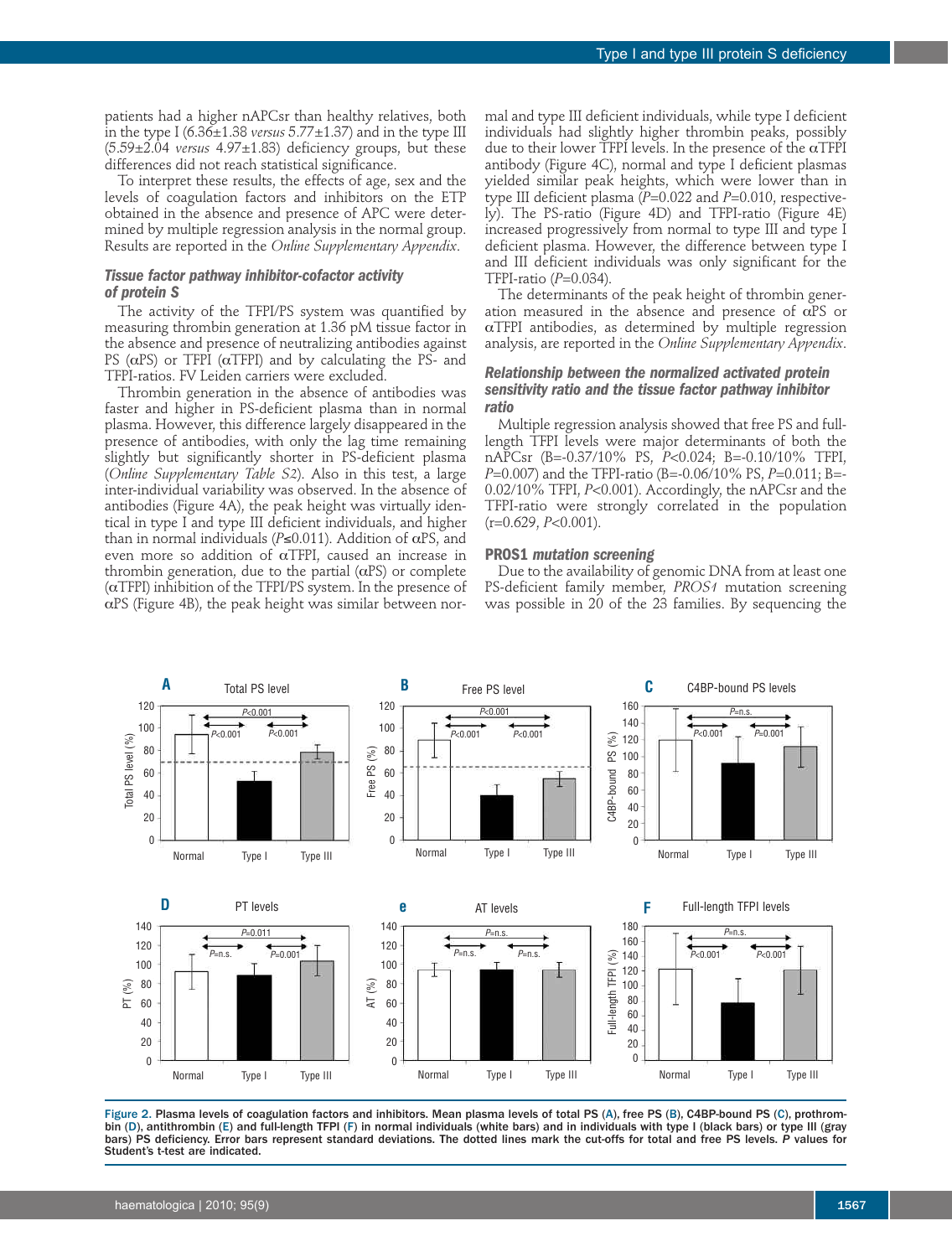patients had a higher nAPCsr than healthy relatives, both in the type I (6.36±1.38 *versus* 5.77±1.37) and in the type III (5.59±2.04 *versus* 4.97±1.83) deficiency groups, but these differences did not reach statistical significance.

To interpret these results, the effects of age, sex and the levels of coagulation factors and inhibitors on the ETP obtained in the absence and presence of APC were determined by multiple regression analysis in the normal group. Results are reported in the *Online Supplementary Appendix*.

### Tissue factor pathway inhibitor-cofactor activity of protein S

The activity of the TFPI/PS system was quantified by measuring thrombin generation at 1.36 pM tissue factor in the absence and presence of neutralizing antibodies against PS (αPS) or TFPI (αTFPI) and by calculating the PS- and TFPI-ratios. FV Leiden carriers were excluded.

Thrombin generation in the absence of antibodies was faster and higher in PS-deficient plasma than in normal plasma. However, this difference largely disappeared in the presence of antibodies, with only the lag time remaining slightly but significantly shorter in PS-deficient plasma (*Online Supplementary Table S2*). Also in this test, a large inter-individual variability was observed. In the absence of antibodies (Figure 4A), the peak height was virtually identical in type I and type III deficient individuals, and higher than in normal individuals ($P \leq 0.011$). Addition of αPS, and even more so addition of αTFPI, caused an increase in thrombin generation, due to the partial (αPS) or complete (αTFPI) inhibition of the TFPI/PS system. In the presence of αPS (Figure 4B), the peak height was similar between normal and type III deficient individuals, while type I deficient individuals had slightly higher thrombin peaks, possibly due to their lower TFPI levels. In the presence of the αTFPI antibody (Figure 4C), normal and type I deficient plasmas yielded similar peak heights, which were lower than in type III deficient plasma ($P=0.022$ and $P=0.010$, respectively). The PS-ratio (Figure 4D) and TFPI-ratio (Figure 4E) increased progressively from normal to type III and type I deficient plasma. However, the difference between type I and III deficient individuals was only significant for the TFPI-ratio ($P=0.034$).

The determinants of the peak height of thrombin generation measured in the absence and presence of αPS or αTFPI antibodies, as determined by multiple regression analysis, are reported in the *Online Supplementary Appendix*.

### Relationship between the normalized activated protein sensitivity ratio and the tissue factor pathway inhibitor ratio

Multiple regression analysis showed that free PS and full-length TFPI levels were major determinants of both the nAPCsr (B=-0.37/10% PS, $P<0.024$; B=-0.10/10% TFPI, $P=0.007$) and the TFPI-ratio (B=-0.06/10% PS, $P=0.011$; B=-0.02/10% TFPI, $P<0.001$). Accordingly, the nAPCsr and the TFPI-ratio were strongly correlated in the population ($r=0.629$, $P<0.001$).

### *PROS1* mutation screening

Due to the availability of genomic DNA from at least one PS-deficient family member, *PROS1* mutation screening was possible in 20 of the 23 families. By sequencing the

Figure 2. Plasma levels of coagulation factors and inhibitors. Mean plasma levels of total PS (A), free PS (B), C4BP-bound PS (C), prothrombin (D), antithrombin (E) and full-length TFPI (F) in normal individuals (white bars) and in individuals with type I (black bars) or type III (gray bars) PS deficiency. Error bars represent standard deviations. The dotted lines mark the cut-offs for total and free PS levels. *P* values for Student's t-test are indicated.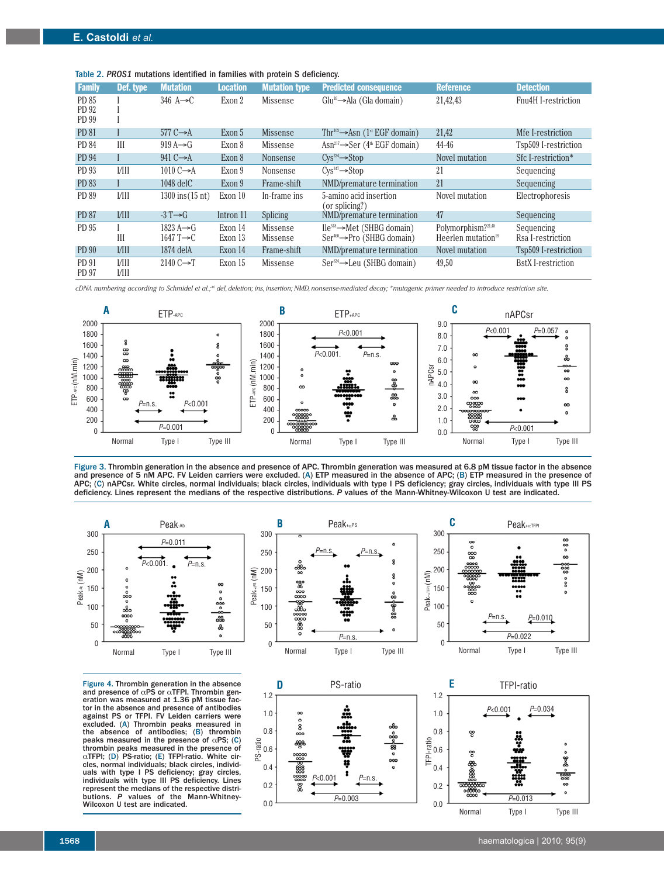Table 2. *PROS1* mutations identified in families with protein S deficiency.

| Family | Def. type | Mutation | Location | Mutation type | Predicted consequence | Reference | Detection |
|---|---|---|---|---|---|---|---|
| PD 85<br>PD 92<br>PD 99 | I<br>I<br>I | 346 A→C | Exon 2 | Missense | Glu[26]→Ala (Gla domain) | 21,42,43 | Fnu4H I-restriction |
| PD 81 | I | 577 C→A | Exon 5 | Missense | Thr[103]→Asn (1st EGF domain) | 21,42 | Mfe I-restriction |
| PD 84 | III | 919 A→G | Exon 8 | Missense | Asn[217]→Ser (4th EGF domain) | 44-46 | Tsp509 I-restriction |
| PD 94 | I | 941 C→A | Exon 8 | Nonsense | Cys[224]→Stop | Novel mutation | Sfc I-restriction* |
| PD 93 | I/III | 1010 C→A | Exon 9 | Nonsense | Cys[247]→Stop | 21 | Sequencing |
| PD 83 | I | 1048 delC | Exon 9 | Frame-shift | NMD/premature termination | 21 | Sequencing |
| PD 89 | I/III | 1300 ins(15 nt) | Exon 10 | In-frame ins | 5-amino acid insertion (or splicing?) | Novel mutation | Electrophoresis |
| PD 87 | I/III | -3 T→G | Intron 11 | Splicing | NMD/premature termination | 47 | Sequencing |
| PD 95 | I<br>III | 1823 A→G<br>1647 T→C | Exon 14<br>Exon 13 | Missense<br>Missense | Ile[518]→Met (SHBG domain)<br>Ser[460]→Pro (SHBG domain) | Polymorphism?[21,48]<br>Heerlen mutation[18] | Sequencing<br>Rsa I-restriction |
| PD 90 | I/III | 1874 delA | Exon 14 | Frame-shift | NMD/premature termination | Novel mutation | Tsp509 I-restriction |
| PD 91<br>PD 97 | I/III<br>I/III | 2140 C→T | Exon 15 | Missense | Ser[624]→Leu (SHBG domain) | 49,50 | BstX I-restriction |

*cDNA numbering according to Schmidel et al.;[46] del, deletion; ins, insertion; NMD, nonsense-mediated decay; *mutagenic primer needed to introduce restriction site.*

**Figure 3.** Thrombin generation in the absence and presence of APC. Thrombin generation was measured at 6.8 pM tissue factor in the absence and presence of 5 nM APC. FV Leiden carriers were excluded. (A) ETP measured in the absence of APC; (B) ETP measured in the presence of APC; (C) nAPCsr. White circles, normal individuals; black circles, individuals with type I PS deficiency; gray circles, individuals with type III PS deficiency. Lines represent the medians of the respective distributions. *P* values of the Mann-Whitney-Wilcoxon U test are indicated.

**Figure 4.** Thrombin generation in the absence and presence of αPS or αTFPI. Thrombin generation was measured at 1.36 pM tissue factor in the absence and presence of antibodies against PS or TFPI. FV Leiden carriers were excluded. (A) Thrombin peaks measured in the absence of antibodies; (B) thrombin peaks measured in the presence of αPS; (C) thrombin peaks measured in the presence of αTFPI; (D) PS-ratio; (E) TFPI-ratio. White circles, normal individuals; black circles, individuals with type I PS deficiency; gray circles, individuals with type III PS deficiency. Lines represent the medians of the respective distributions. *P* values of the Mann-Whitney-Wilcoxon U test are indicated.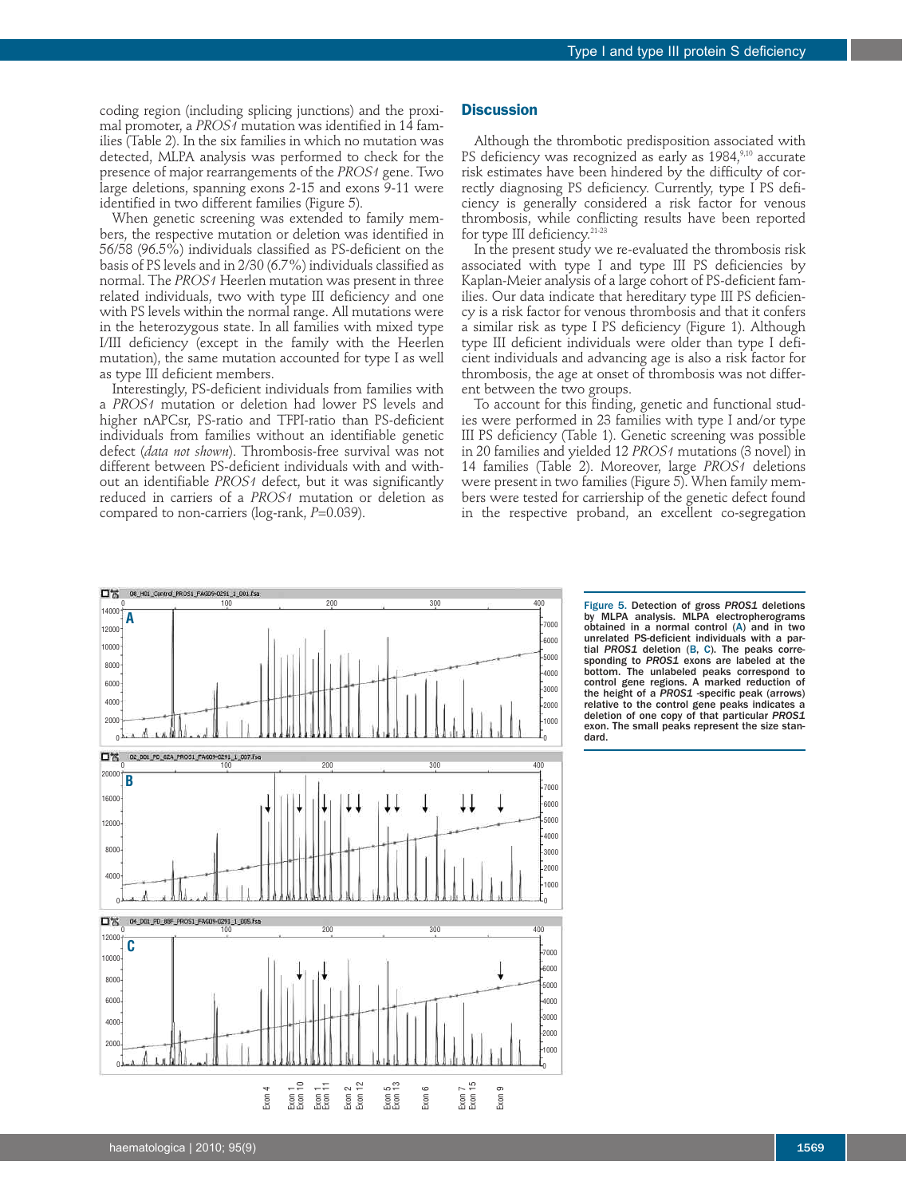coding region (including splicing junctions) and the proximal promoter, a *PROS1* mutation was identified in 14 families (Table 2). In the six families in which no mutation was detected, MLPA analysis was performed to check for the presence of major rearrangements of the *PROS1* gene. Two large deletions, spanning exons 2-15 and exons 9-11 were identified in two different families (Figure 5).

When genetic screening was extended to family members, the respective mutation or deletion was identified in 56/58 (96.5%) individuals classified as PS-deficient on the basis of PS levels and in 2/30 (6.7%) individuals classified as normal. The *PROS1* Heerlen mutation was present in three related individuals, two with type III deficiency and one with PS levels within the normal range. All mutations were in the heterozygous state. In all families with mixed type I/III deficiency (except in the family with the Heerlen mutation), the same mutation accounted for type I as well as type III deficient members.

Interestingly, PS-deficient individuals from families with a *PROS1* mutation or deletion had lower PS levels and higher nAPCsr, PS-ratio and TFPI-ratio than PS-deficient individuals from families without an identifiable genetic defect (*data not shown*). Thrombosis-free survival was not different between PS-deficient individuals with and without an identifiable *PROS1* defect, but it was significantly reduced in carriers of a *PROS1* mutation or deletion as compared to non-carriers (log-rank, $P$=0.039).

## Discussion

Although the thrombotic predisposition associated with PS deficiency was recognized as early as 1984,[9,10] accurate risk estimates have been hindered by the difficulty of correctly diagnosing PS deficiency. Currently, type I PS deficiency is generally considered a risk factor for venous thrombosis, while conflicting results have been reported for type III deficiency.[21-23]

In the present study we re-evaluated the thrombosis risk associated with type I and type III PS deficiencies by Kaplan-Meier analysis of a large cohort of PS-deficient families. Our data indicate that hereditary type III PS deficiency is a risk factor for venous thrombosis and that it confers a similar risk as type I PS deficiency (Figure 1). Although type III deficient individuals were older than type I deficient individuals and advancing age is also a risk factor for thrombosis, the age at onset of thrombosis was not different between the two groups.

To account for this finding, genetic and functional studies were performed in 23 families with type I and/or type III PS deficiency (Table 1). Genetic screening was possible in 20 families and yielded 12 *PROS1* mutations (3 novel) in 14 families (Table 2). Moreover, large *PROS1* deletions were present in two families (Figure 5). When family members were tested for carriership of the genetic defect found in the respective proband, an excellent co-segregation

Figure 5. Detection of gross *PROS1* deletions by MLPA analysis. MLPA electropherograms obtained in a normal control (A) and in two unrelated PS-deficient individuals with a partial *PROS1* deletion (B, C). The peaks corresponding to *PROS1* exons are labeled at the bottom. The unlabeled peaks correspond to control gene regions. A marked reduction of the height of a *PROS1* -specific peak (arrows) relative to the control gene peaks indicates a deletion of one copy of that particular *PROS1* exon. The small peaks represent the size standard.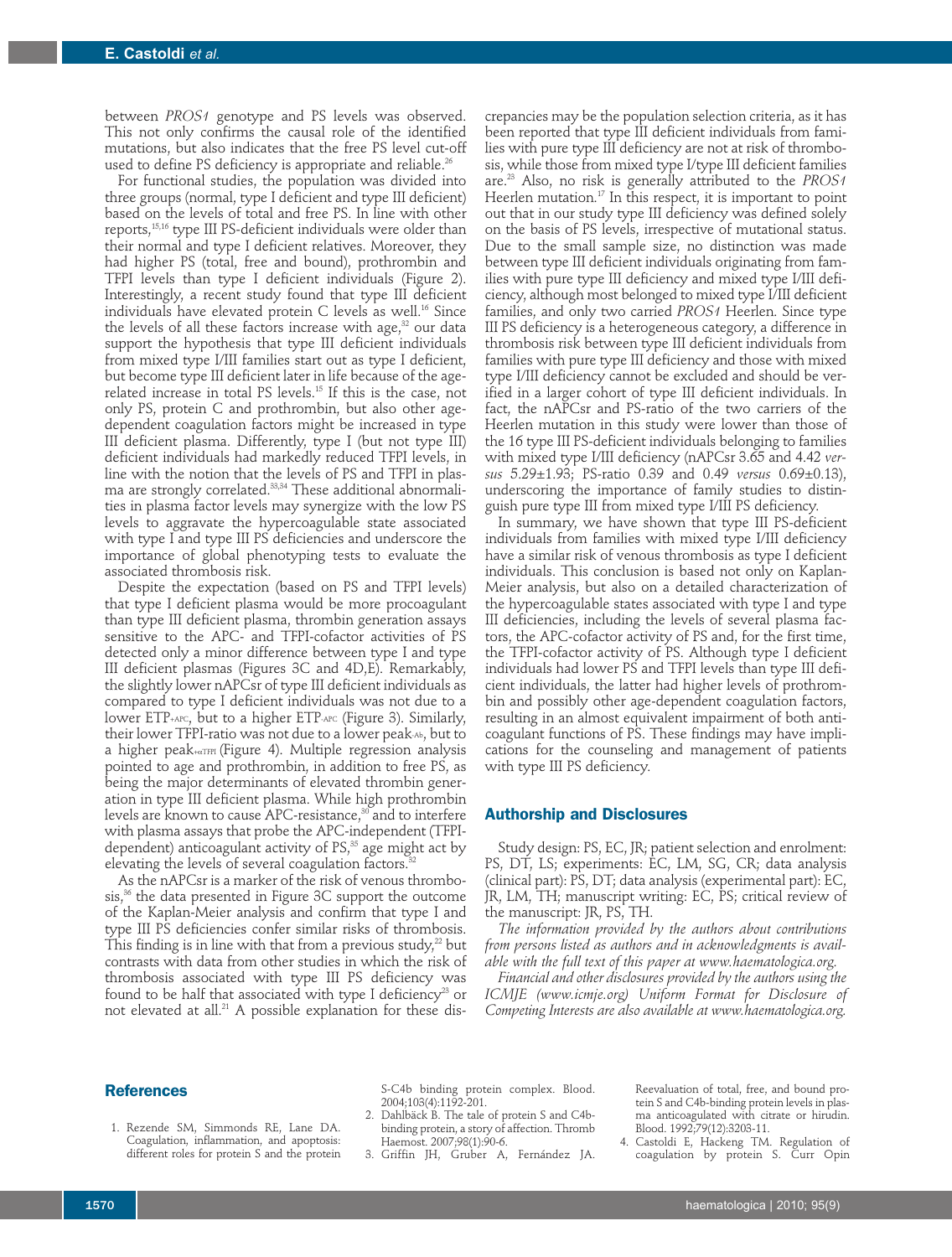between *PROS1* genotype and PS levels was observed. This not only confirms the causal role of the identified mutations, but also indicates that the free PS level cut-off used to define PS deficiency is appropriate and reliable.[26]

For functional studies, the population was divided into three groups (normal, type I deficient and type III deficient) based on the levels of total and free PS. In line with other reports,[15,16] type III PS-deficient individuals were older than their normal and type I deficient relatives. Moreover, they had higher PS (total, free and bound), prothrombin and TFPI levels than type I deficient individuals (Figure 2). Interestingly, a recent study found that type III deficient individuals have elevated protein C levels as well.[16] Since the levels of all these factors increase with age,[32] our data support the hypothesis that type III deficient individuals from mixed type I/III families start out as type I deficient, but become type III deficient later in life because of the age-related increase in total PS levels.[15] If this is the case, not only PS, protein C and prothrombin, but also other age-dependent coagulation factors might be increased in type III deficient plasma. Differently, type I (but not type III) deficient individuals had markedly reduced TFPI levels, in line with the notion that the levels of PS and TFPI in plasma are strongly correlated.[33,34] These additional abnormalities in plasma factor levels may synergize with the low PS levels to aggravate the hypercoagulable state associated with type I and type III PS deficiencies and underscore the importance of global phenotyping tests to evaluate the associated thrombosis risk.

Despite the expectation (based on PS and TFPI levels) that type I deficient plasma would be more procoagulant than type III deficient plasma, thrombin generation assays sensitive to the APC- and TFPI-cofactor activities of PS detected only a minor difference between type I and type III deficient plasmas (Figures 3C and 4D,E). Remarkably, the slightly lower nAPCsr of type III deficient individuals as compared to type I deficient individuals was not due to a lower $ETP_{+APC}$, but to a higher $ETP_{-APC}$ (Figure 3). Similarly, their lower TFPI-ratio was not due to a lower $peak_{-Ab}$, but to a higher $peak_{+\alpha TFPI}$ (Figure 4). Multiple regression analysis pointed to age and prothrombin, in addition to free PS, as being the major determinants of elevated thrombin generation in type III deficient plasma. While high prothrombin levels are known to cause APC-resistance,[30] and to interfere with plasma assays that probe the APC-independent (TFPI-dependent) anticoagulant activity of PS,[35] age might act by elevating the levels of several coagulation factors.[32]

As the nAPCsr is a marker of the risk of venous thrombosis,[36] the data presented in Figure 3C support the outcome of the Kaplan-Meier analysis and confirm that type I and type III PS deficiencies confer similar risks of thrombosis. This finding is in line with that from a previous study,[22] but contrasts with data from other studies in which the risk of thrombosis associated with type III PS deficiency was found to be half that associated with type I deficiency[23] or not elevated at all.[21] A possible explanation for these discrepancies may be the population selection criteria, as it has been reported that type III deficient individuals from families with pure type III deficiency are not at risk of thrombosis, while those from mixed type I/type III deficient families are.[23] Also, no risk is generally attributed to the *PROS1* Heerlen mutation.[17] In this respect, it is important to point out that in our study type III deficiency was defined solely on the basis of PS levels, irrespective of mutational status. Due to the small sample size, no distinction was made between type III deficient individuals originating from families with pure type III deficiency and mixed type I/III deficiency, although most belonged to mixed type I/III deficient families, and only two carried *PROS1* Heerlen. Since type III PS deficiency is a heterogeneous category, a difference in thrombosis risk between type III deficient individuals from families with pure type III deficiency and those with mixed type I/III deficiency cannot be excluded and should be verified in a larger cohort of type III deficient individuals. In fact, the nAPCsr and PS-ratio of the two carriers of the Heerlen mutation in this study were lower than those of the 16 type III PS-deficient individuals belonging to families with mixed type I/III deficiency (nAPCsr 3.65 and 4.42 *versus* 5.29±1.93; PS-ratio 0.39 and 0.49 *versus* 0.69±0.13), underscoring the importance of family studies to distinguish pure type III from mixed type I/III PS deficiency.

In summary, we have shown that type III PS-deficient individuals from families with mixed type I/III deficiency have a similar risk of venous thrombosis as type I deficient individuals. This conclusion is based not only on Kaplan-Meier analysis, but also on a detailed characterization of the hypercoagulable states associated with type I and type III deficiencies, including the levels of several plasma factors, the APC-cofactor activity of PS and, for the first time, the TFPI-cofactor activity of PS. Although type I deficient individuals had lower PS and TFPI levels than type III deficient individuals, the latter had higher levels of prothrombin and possibly other age-dependent coagulation factors, resulting in an almost equivalent impairment of both anticoagulant functions of PS. These findings may have implications for the counseling and management of patients with type III PS deficiency.

## Authorship and Disclosures

Study design: PS, EC, JR; patient selection and enrolment: PS, DT, LS; experiments: EC, LM, SG, CR; data analysis (clinical part): PS, DT; data analysis (experimental part): EC, JR, LM, TH; manuscript writing: EC, PS; critical review of the manuscript: JR, PS, TH.

*The information provided by the authors about contributions from persons listed as authors and in acknowledgments is available with the full text of this paper at www.haematologica.org.*

*Financial and other disclosures provided by the authors using the ICMJE (www.icmje.org) Uniform Format for Disclosure of Competing Interests are also available at www.haematologica.org.*

## References

1. Rezende SM, Simmonds RE, Lane DA. Coagulation, inflammation, and apoptosis: different roles for protein S and the protein S-C4b binding protein complex. Blood. 2004;103(4):1192-201.
2. Dahlbäck B. The tale of protein S and C4b-binding protein, a story of affection. Thromb Haemost. 2007;98(1):90-6.
3. Griffin JH, Gruber A, Fernández JA. Reevaluation of total, free, and bound protein S and C4b-binding protein levels in plasma anticoagulated with citrate or hirudin. Blood. 1992;79(12):3203-11.
4. Castoldi E, Hackeng TM. Regulation of coagulation by protein S. Curr Opin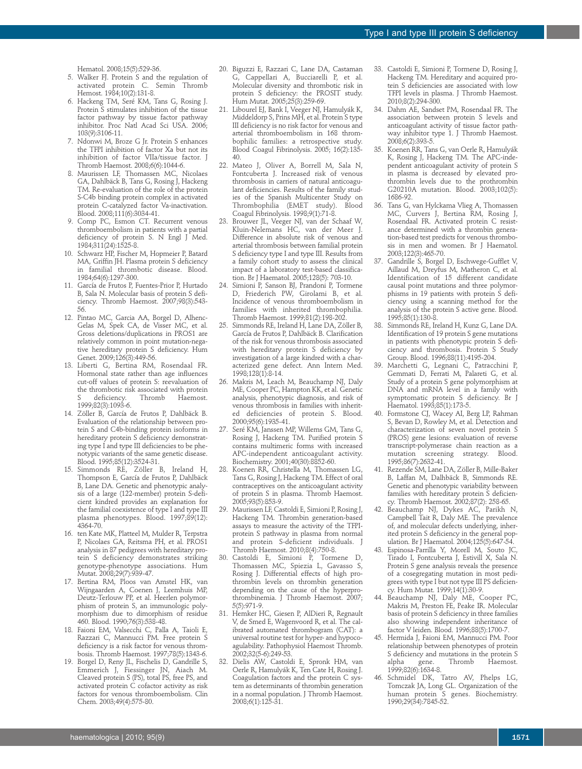Hematol. 2008;15(5):529-36.

5. Walker FJ. Protein S and the regulation of activated protein C. Semin Thromb Hemost. 1984;10(2):131-8.
6. Hackeng TM, Seré KM, Tans G, Rosing J. Protein S stimulates inhibition of the tissue factor pathway by tissue factor pathway inhibitor. Proc Natl Acad Sci USA. 2006; 103(9):3106-11.
7. Ndonwi M, Broze G Jr. Protein S enhances the TFPI inhibition of factor Xa but not its inhibition of factor VIIa/tissue factor. J Thromb Haemost. 2008;6(6):1044-6.
8. Maurissen LF, Thomassen MC, Nicolaes GA, Dahlbäck B, Tans G, Rosing J, Hackeng TM. Re-evaluation of the role of the protein S-C4b binding protein complex in activated protein C-catalyzed factor Va-inactivation. Blood. 2008;111(6):3034-41.
9. Comp PC, Esmon CT. Recurrent venous thromboembolism in patients with a partial deficiency of protein S. N Engl J Med. 1984;311(24):1525-8.
10. Schwarz HP, Fischer M, Hopmeier P, Batard MA, Griffin JH. Plasma protein S deficiency in familial thrombotic disease. Blood. 1984;64(6):1297-300.
11. García de Frutos P, Fuentes-Prior P, Hurtado B, Sala N. Molecular basis of protein S deficiency. Thromb Haemost. 2007;98(3):543-56.
12. Pintao MC, Garcia AA, Borgel D, Alhenc-Gelas M, Spek CA, de Visser MC, et al. Gross deletions/duplications in PROS1 are relatively common in point mutation-negative hereditary protein S deficiency. Hum Genet. 2009;126(3):449-56.
13. Liberti G, Bertina RM, Rosendaal FR. Hormonal state rather than age influences cut-off values of protein S: reevaluation of the thrombotic risk associated with protein S deficiency. Thromb Haemost. 1999;82(3):1093-6.
14. Zöller B, García de Frutos P, Dahlbäck B. Evaluation of the relationship between protein S and C4b-binding protein isoforms in hereditary protein S deficiency demonstrating type I and type III deficiencies to be phenotypic variants of the same genetic disease. Blood. 1995;85(12):3524-31.
15. Simmonds RE, Zöller B, Ireland H, Thompson E, García de Frutos P, Dahlbäck B, Lane DA. Genetic and phenotypic analysis of a large (122-member) protein S-deficient kindred provides an explanation for the familial coexistence of type I and type III plasma phenotypes. Blood. 1997;89(12):4364-70.
16. ten Kate MK, Platteel M, Mulder R, Terpstra P, Nicolaes GA, Reitsma PH, et al. PROS1 analysis in 87 pedigrees with hereditary protein S deficiency demonstrates striking genotype-phenotype associations. Hum Mutat. 2008;29(7):939-47.
17. Bertina RM, Ploos van Amstel HK, van Wijngaarden A, Coenen J, Leemhuis MP, Deutz-Terlouw PP, et al. Heerlen polymorphism of protein S, an immunologic polymorphism due to dimorphism of residue 460. Blood. 1990;76(3):538-48.
18. Faioni EM, Valsecchi C, Palla A, Taioli E, Razzari C, Mannucci PM. Free protein S deficiency is a risk factor for venous thrombosis. Thromb Haemost. 1997;78(5):1343-6.
19. Borgel D, Reny JL, Fischelis D, Gandrille S, Emmerich J, Fiessinger JN, Aiach M. Cleaved protein S (PS), total PS, free PS, and activated protein C cofactor activity as risk factors for venous thromboembolism. Clin Chem. 2003;49(4):575-80.
20. Biguzzi E, Razzari C, Lane DA, Castaman G, Cappellari A, Bucciarelli P, et al. Molecular diversity and thrombotic risk in protein S deficiency: the PROSIT study. Hum Mutat. 2005;25(3):259-69.
21. Libourel EJ, Bank I, Veeger NJ, Hamulyák K, Middeldorp S, Prins MH, et al. Protein S type III deficiency is no risk factor for venous and arterial thromboembolism in 168 thrombophilic families: a retrospective study. Blood Coagul Fibrinolysis. 2005; 16(2):135-40.
22. Mateo J, Oliver A, Borrell M, Sala N, Fontcuberta J. Increased risk of venous thrombosis in carriers of natural anticoagulant deficiencies. Results of the family studies of the Spanish Multicenter Study on Thrombophilia (EMET study). Blood Coagul Fibrinolysis. 1998;9(1):71-8.
23. Brouwer JL, Veeger NJ, van der Schaaf W, Kluin-Nelemans HC, van der Meer J. Difference in absolute risk of venous and arterial thrombosis between familial protein S deficiency type I and type III. Results from a family cohort study to assess the clinical impact of a laboratory test-based classification. Br J Haematol. 2005;128(5): 703-10.
24. Simioni P, Sanson BJ, Prandoni P, Tormene D, Friederich PW, Girolami B, et al. Incidence of venous thromboembolism in families with inherited thrombophilia. Thromb Haemost. 1999;81(2):198-202.
25. Simmonds RE, Ireland H, Lane DA, Zöller B, García de Frutos P, Dahlbäck B. Clarification of the risk for venous thrombosis associated with hereditary protein S deficiency by investigation of a large kindred with a characterized gene defect. Ann Intern Med. 1998;128(1):8-14.
26. Makris M, Leach M, Beauchamp NJ, Daly ME, Cooper PC, Hampton KK, et al. Genetic analysis, phenotypic diagnosis, and risk of venous thrombosis in families with inherited deficiencies of protein S. Blood. 2000;95(6):1935-41.
27. Seré KM, Janssen MP, Willems GM, Tans G, Rosing J, Hackeng TM. Purified protein S contains multimeric forms with increased APC-independent anticoagulant activity. Biochemistry. 2001;40(30):8852-60.
28. Koenen RR, Christella M, Thomassen LG, Tans G, Rosing J, Hackeng TM. Effect of oral contraceptives on the anticoagulant activity of protein S in plasma. Thromb Haemost. 2005;93(5):853-9.
29. Maurissen LF, Castoldi E, Simioni P, Rosing J, Hackeng TM. Thrombin generation-based assays to measure the activity of the TFPI-protein S pathway in plasma from normal and protein S-deficient individuals. J Thromb Haemost. 2010;8(4):750-8.
30. Castoldi E, Simioni P, Tormene D, Thomassen MC, Spiezia L, Gavasso S, Rosing J. Differential effects of high prothrombin levels on thrombin generation depending on the cause of the hyperprothrombinemia. J Thromb Haemost. 2007; 5(5):971-9.
31. Hemker HC, Giesen P, AlDieri R, Regnault V, de Smed E, Wagenvoord R, et al. The calibrated automated thrombogram (CAT): a universal routine test for hyper- and hypocoagulability. Pathophysiol Haemost Thromb. 2002;32(5-6):249-53.
32. Dielis AW, Castoldi E, Spronk HM, van Oerle R, Hamulyák K, Ten Cate H, Rosing J. Coagulation factors and the protein C system as determinants of thrombin generation in a normal population. J Thromb Haemost. 2008;6(1):125-31.
33. Castoldi E, Simioni P, Tormene D, Rosing J, Hackeng TM. Hereditary and acquired protein S deficiencies are associated with low TFPI levels in plasma. J Thromb Haemost. 2010;8(2):294-300.
34. Dahm AE, Sandset PM, Rosendaal FR. The association between protein S levels and anticoagulant activity of tissue factor pathway inhibitor type 1. J Thromb Haemost. 2008;6(2):393-5.
35. Koenen RR, Tans G, van Oerle R, Hamulyák K, Rosing J, Hackeng TM. The APC-independent anticoagulant activity of protein S in plasma is decreased by elevated prothrombin levels due to the prothrombin G20210A mutation. Blood. 2003;102(5): 1686-92.
36. Tans G, van Hylckama Vlieg A, Thomassen MC, Curvers J, Bertina RM, Rosing J, Rosendaal FR. Activated protein C resistance determined with a thrombin generation-based test predicts for venous thrombosis in men and women. Br J Haematol. 2003;122(3):465-70.
37. Gandrille S, Borgel D, Eschwege-Gufflet V, Aillaud M, Dreyfus M, Matheron C, et al. Identification of 15 different candidate causal point mutations and three polymorphisms in 19 patients with protein S deficiency using a scanning method for the analysis of the protein S active gene. Blood. 1995;85(1):130-8.
38. Simmonds RE, Ireland H, Kunz G, Lane DA. Identification of 19 protein S gene mutations in patients with phenotypic protein S deficiency and thrombosis. Protein S Study Group. Blood. 1996;88(11):4195-204.
39. Marchetti G, Legnani C, Patracchini P, Gemmati D, Ferrati M, Palareti G, et al. Study of a protein S gene polymorphism at DNA and mRNA level in a family with symptomatic protein S deficiency. Br J Haematol. 1993;85(1):173-5.
40. Formstone CJ, Wacey AI, Berg LP, Rahman S, Bevan D, Rowley M, et al. Detection and characterization of seven novel protein S (PROS) gene lesions: evaluation of reverse transcript-polymerase chain reaction as a mutation screening strategy. Blood. 1995;86(7):2632-41.
41. Rezende SM, Lane DA, Zöller B, Mille-Baker B, Laffan M, Dahlbäck B, Simmonds RE. Genetic and phenotypic variability between families with hereditary protein S deficiency. Thromb Haemost. 2002;87(2): 258-65.
42. Beauchamp NJ, Dykes AC, Parikh N, Campbell Tait R, Daly ME. The prevalence of, and molecular defects underlying, inherited protein S deficiency in the general population. Br J Haematol. 2004;125(5):647-54.
43. Espinosa-Parrilla Y, Morell M, Souto JC, Tirado I, Fontcuberta J, Estivill X, Sala N. Protein S gene analysis reveals the presence of a cosegregating mutation in most pedigrees with type I but not type III PS deficiency. Hum Mutat. 1999;14(1):30-9.
44. Beauchamp NJ, Daly ME, Cooper PC, Makris M, Preston FE, Peake IR. Molecular basis of protein S deficiency in three families also showing independent inheritance of factor V leiden. Blood. 1996;88(5):1700-7.
45. Hermida J, Faioni EM, Mannucci PM. Poor relationship between phenotypes of protein S deficiency and mutations in the protein S alpha gene. Thromb Haemost. 1999;82(6):1634-8.
46. Schmidel DK, Tatro AV, Phelps LG, Tomczak JA, Long GL. Organization of the human protein S genes. Biochemistry. 1990;29(34):7845-52.